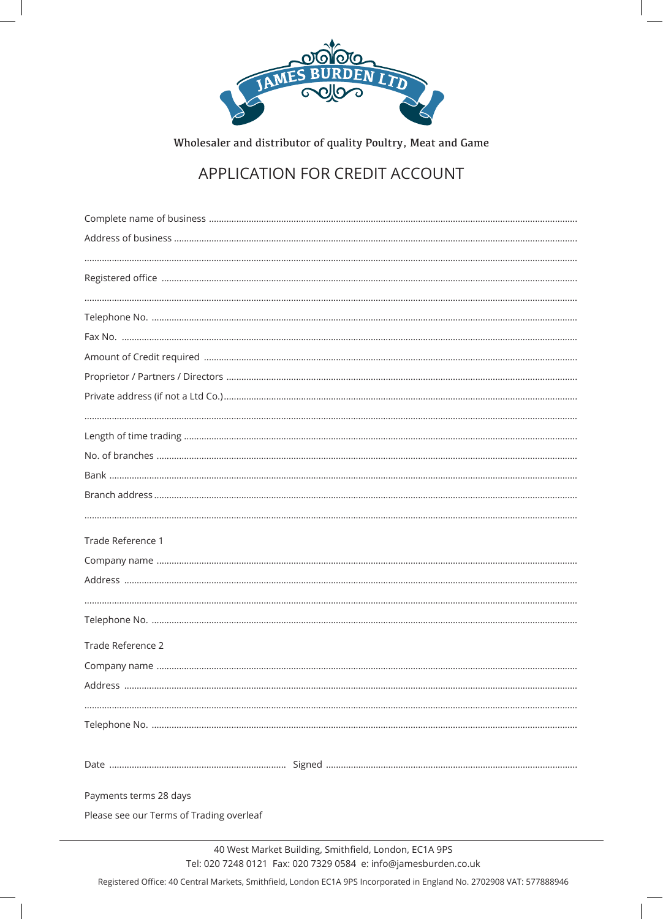# JAMES BURDEN LTD

Wholesaler and distributor of quality Poultry, Meat and Game

## APPLICATION FOR CREDIT ACCOUNT

Complete name of business ..........................................................................................................

Address of business ..........................................................................................................

..........................................................................................................

Registered office ..........................................................................................................

..........................................................................................................

Telephone No. ..........................................................................................................

Fax No. ..........................................................................................................

Amount of Credit required ..........................................................................................................

Proprietor / Partners / Directors ..........................................................................................................

Private address (if not a Ltd Co.)..........................................................................................................

..........................................................................................................

Length of time trading ..........................................................................................................

No. of branches ..........................................................................................................

Bank ..........................................................................................................

Branch address ..........................................................................................................

..........................................................................................................

Trade Reference 1

Company name ..........................................................................................................

Address ..........................................................................................................

..........................................................................................................

Telephone No. ..........................................................................................................

Trade Reference 2

Company name ..........................................................................................................

Address ..........................................................................................................

..........................................................................................................

Telephone No. ..........................................................................................................

Date ........................................ Signed ..........................................................................

Payments terms 28 days

Please see our Terms of Trading overleaf

---

40 West Market Building, Smithfield, London, EC1A 9PS

Tel: 020 7248 0121 Fax: 020 7329 0584 e: info@jamesburden.co.uk

Registered Office: 40 Central Markets, Smithfield, London EC1A 9PS Incorporated in England No. 2702908 VAT: 577888946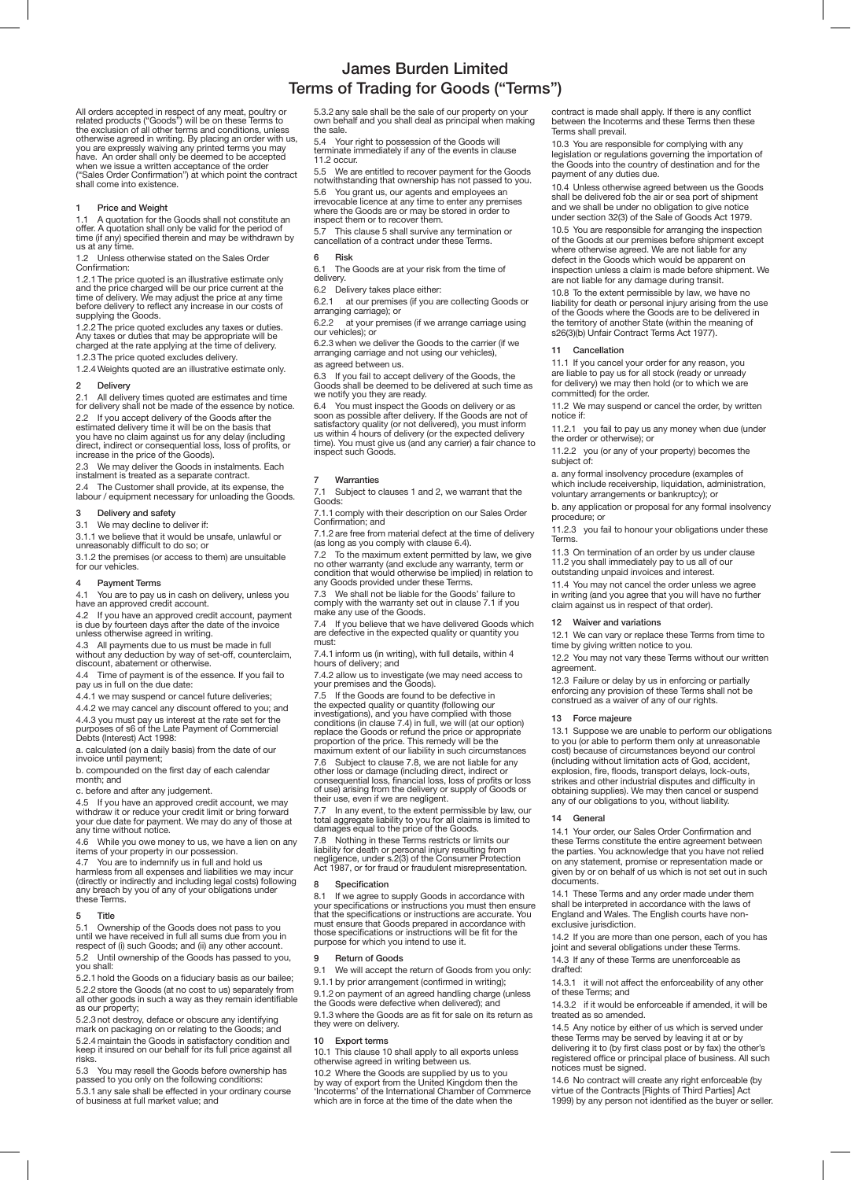# James Burden Limited
# Terms of Trading for Goods ("Terms")

All orders accepted in respect of any meat, poultry or related products ("Goods") will be on these Terms to the exclusion of all other terms and conditions, unless otherwise agreed in writing. By placing an order with us, you are expressly waiving any printed terms you may have. An order shall only be deemed to be accepted when we issue a written acceptance of the order ("Sales Order Confirmation") at which point the contract shall come into existence.

### 1 Price and Weight

1.1 A quotation for the Goods shall not constitute an offer. A quotation shall only be valid for the period of time (if any) specified therein and may be withdrawn by us at any time.

1.2 Unless otherwise stated on the Sales Order Confirmation:

1.2.1 The price quoted is an illustrative estimate only and the price charged will be our price current at the time of delivery. We may adjust the price at any time before delivery to reflect any increase in our costs of supplying the Goods.

1.2.2 The price quoted excludes any taxes or duties. Any taxes or duties that may be appropriate will be charged at the rate applying at the time of delivery.

1.2.3 The price quoted excludes delivery.

1.2.4 Weights quoted are an illustrative estimate only.

### 2 Delivery

2.1 All delivery times quoted are estimates and time for delivery shall not be made of the essence by notice.

2.2 If you accept delivery of the Goods after the estimated delivery time it will be on the basis that you have no claim against us for any delay (including direct, indirect or consequential loss, loss of profits, or increase in the price of the Goods).

2.3 We may deliver the Goods in instalments. Each instalment is treated as a separate contract.

2.4 The Customer shall provide, at its expense, the labour / equipment necessary for unloading the Goods.

### 3 Delivery and safety

3.1 We may decline to deliver if:

3.1.1 we believe that it would be unsafe, unlawful or unreasonably difficult to do so; or

3.1.2 the premises (or access to them) are unsuitable for our vehicles.

### 4 Payment Terms

4.1 You are to pay us in cash on delivery, unless you have an approved credit account.

4.2 If you have an approved credit account, payment is due by fourteen days after the date of the invoice unless otherwise agreed in writing.

4.3 All payments due to us must be made in full without any deduction by way of set-off, counterclaim, discount, abatement or otherwise.

4.4 Time of payment is of the essence. If you fail to pay us in full on the due date:

4.4.1 we may suspend or cancel future deliveries;

4.4.2 we may cancel any discount offered to you; and

4.4.3 you must pay us interest at the rate set for the purposes of s6 of the Late Payment of Commercial Debts (Interest) Act 1998:

a. calculated (on a daily basis) from the date of our invoice until payment;

b. compounded on the first day of each calendar month; and

c. before and after any judgement.

4.5 If you have an approved credit account, we may withdraw it or reduce your credit limit or bring forward your due date for payment. We may do any of those at any time without notice.

4.6 While you owe money to us, we have a lien on any items of your property in our possession.

4.7 You are to indemnify us in full and hold us harmless from all expenses and liabilities we may incur (directly or indirectly and including legal costs) following any breach by you of any of your obligations under these Terms.

### 5 Title

5.1 Ownership of the Goods does not pass to you until we have received in full all sums due from you in respect of (i) such Goods; and (ii) any other account.

5.2 Until ownership of the Goods has passed to you, you shall:

5.2.1 hold the Goods on a fiduciary basis as our bailee;

5.2.2 store the Goods (at no cost to us) separately from all other goods in such a way as they remain identifiable as our property;

5.2.3 not destroy, deface or obscure any identifying mark on packaging on or relating to the Goods; and

5.2.4 maintain the Goods in satisfactory condition and keep it insured on our behalf for its full price against all risks.

5.3 You may resell the Goods before ownership has passed to you only on the following conditions:

5.3.1 any sale shall be effected in your ordinary course of business at full market value; and

5.3.2 any sale shall be the sale of our property on your own behalf and you shall deal as principal when making the sale.

5.4 Your right to possession of the Goods will terminate immediately if any of the events in clause 11.2 occur.

5.5 We are entitled to recover payment for the Goods notwithstanding that ownership has not passed to you.

5.6 You grant us, our agents and employees an irrevocable licence at any time to enter any premises where the Goods are or may be stored in order to inspect them or to recover them.

5.7 This clause 5 shall survive any termination or cancellation of a contract under these Terms.

### 6 Risk

6.1 The Goods are at your risk from the time of delivery.

6.2 Delivery takes place either:

6.2.1 at our premises (if you are collecting Goods or arranging carriage); or

6.2.2 at your premises (if we arrange carriage using our vehicles); or

6.2.3 when we deliver the Goods to the carrier (if we arranging carriage and not using our vehicles),

as agreed between us.

6.3 If you fail to accept delivery of the Goods, the Goods shall be deemed to be delivered at such time as we notify you they are ready.

6.4 You must inspect the Goods on delivery or as soon as possible after delivery. If the Goods are not of satisfactory quality (or not delivered), you must inform us within 4 hours of delivery (or the expected delivery time). You must give us (and any carrier) a fair chance to inspect such Goods.

### 7 Warranties

7.1 Subject to clauses 1 and 2, we warrant that the Goods:

7.1.1 comply with their description on our Sales Order Confirmation; and

7.1.2 are free from material defect at the time of delivery (as long as you comply with clause 6.4).

7.2 To the maximum extent permitted by law, we give no other warranty (and exclude any warranty, term or condition that would otherwise be implied) in relation to any Goods provided under these Terms.

7.3 We shall not be liable for the Goods' failure to comply with the warranty set out in clause 7.1 if you make any use of the Goods.

7.4 If you believe that we have delivered Goods which are defective in the expected quality or quantity you must:

7.4.1 inform us (in writing), with full details, within 4 hours of delivery; and

7.4.2 allow us to investigate (we may need access to your premises and the Goods).

7.5 If the Goods are found to be defective in the expected quality or quantity (following our investigations), and you have complied with those conditions (in clause 7.4) in full, we will (at our option) replace the Goods or refund the price or appropriate proportion of the price. This remedy will be the maximum extent of our liability in such circumstances

7.6 Subject to clause 7.8, we are not liable for any other loss or damage (including direct, indirect or consequential loss, financial loss, loss of profits or loss of use) arising from the delivery or supply of Goods or their use, even if we are negligent.

7.7 In any event, to the extent permissible by law, our total aggregate liability to you for all claims is limited to damages equal to the price of the Goods.

7.8 Nothing in these Terms restricts or limits our liability for death or personal injury resulting from negligence, under s.2(3) of the Consumer Protection Act 1987, or for fraud or fraudulent misrepresentation.

### 8 Specification

8.1 If we agree to supply Goods in accordance with your specifications or instructions you must then ensure that the specifications or instructions are accurate. You must ensure that Goods prepared in accordance with those specifications or instructions will be fit for the purpose for which you intend to use it.

### 9 Return of Goods

9.1 We will accept the return of Goods from you only:

9.1.1 by prior arrangement (confirmed in writing);

9.1.2 on payment of an agreed handling charge (unless the Goods were defective when delivered); and

9.1.3 where the Goods are as fit for sale on its return as they were on delivery.

### 10 Export terms

10.1 This clause 10 shall apply to all exports unless otherwise agreed in writing between us.

10.2 Where the Goods are supplied by us to you by way of export from the United Kingdom then the 'Incoterms' of the International Chamber of Commerce which are in force at the time of the date when the contract is made shall apply. If there is any conflict between the Incoterms and these Terms then these Terms shall prevail.

10.3 You are responsible for complying with any legislation or regulations governing the importation of the Goods into the country of destination and for the payment of any duties due.

10.4 Unless otherwise agreed between us the Goods shall be delivered fob the air or sea port of shipment and we shall be under no obligation to give notice under section 32(3) of the Sale of Goods Act 1979.

10.5 You are responsible for arranging the inspection of the Goods at our premises before shipment except where otherwise agreed. We are not liable for any defect in the Goods which would be apparent on inspection unless a claim is made before shipment. We are not liable for any damage during transit.

10.8 To the extent permissible by law, we have no liability for death or personal injury arising from the use of the Goods where the Goods are to be delivered in the territory of another State (within the meaning of s26(3)(b) Unfair Contract Terms Act 1977).

### 11 Cancellation

11.1 If you cancel your order for any reason, you are liable to pay us for all stock (ready or unready for delivery) we may then hold (or to which we are committed) for the order.

11.2 We may suspend or cancel the order, by written notice if:

11.2.1 you fail to pay us any money when due (under the order or otherwise); or

11.2.2 you (or any of your property) becomes the subject of:

a. any formal insolvency procedure (examples of which include receivership, liquidation, administration, voluntary arrangements or bankruptcy); or

b. any application or proposal for any formal insolvency procedure; or

11.2.3 you fail to honour your obligations under these Terms.

11.3 On termination of an order by us under clause 11.2 you shall immediately pay to us all of our outstanding unpaid invoices and interest.

11.4 You may not cancel the order unless we agree in writing (and you agree that you will have no further claim against us in respect of that order).

### 12 Waiver and variations

12.1 We can vary or replace these Terms from time to time by giving written notice to you.

12.2 You may not vary these Terms without our written agreement.

12.3 Failure or delay by us in enforcing or partially enforcing any provision of these Terms shall not be construed as a waiver of any of our rights.

### 13 Force majeure

13.1 Suppose we are unable to perform our obligations to you (or able to perform them only at unreasonable cost) because of circumstances beyond our control (including without limitation acts of God, accident, explosion, fire, floods, transport delays, lock-outs, strikes and other industrial disputes and difficulty in obtaining supplies). We may then cancel or suspend any of our obligations to you, without liability.

### 14 General

14.1 Your order, our Sales Order Confirmation and these Terms constitute the entire agreement between the parties. You acknowledge that you have not relied on any statement, promise or representation made or given by or on behalf of us which is not set out in such documents.

14.1 These Terms and any order made under them shall be interpreted in accordance with the laws of England and Wales. The English courts have non-exclusive jurisdiction.

14.2 If you are more than one person, each of you has joint and several obligations under these Terms.

14.3 If any of these Terms are unenforceable as drafted:

14.3.1 it will not affect the enforceability of any other of these Terms; and

14.3.2 if it would be enforceable if amended, it will be treated as so amended.

14.5 Any notice by either of us which is served under these Terms may be served by leaving it at or by delivering it to (by first class post or by fax) the other's registered office or principal place of business. All such notices must be signed.

14.6 No contract will create any right enforceable (by virtue of the Contracts [Rights of Third Parties] Act 1999) by any person not identified as the buyer or seller.